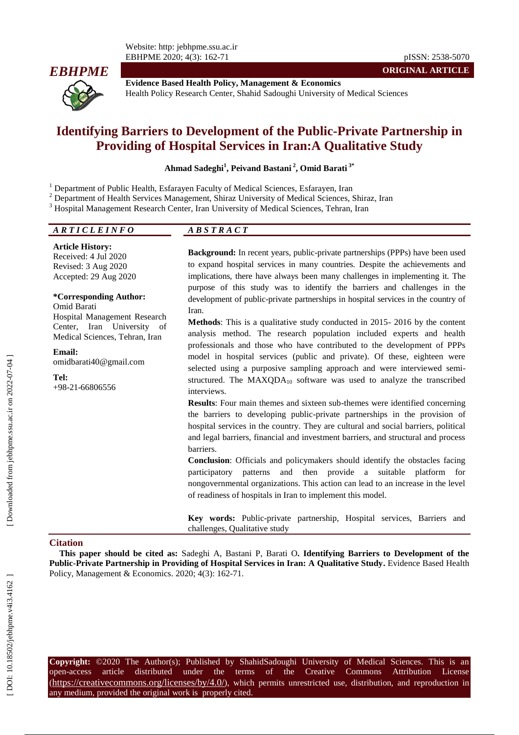**ORIGINAL ARTICLE**

**Evidence Based Health Policy, Management & Economics**
Health Policy Research Center, Shahid Sadoughi University of Medical Sciences

# Identifying Barriers to Development of the Public-Private Partnership in Providing of Hospital Services in Iran:A Qualitative Study

**Ahmad Sadeghi[1], Peivand Bastani[2], Omid Barati[3*]**

[1] Department of Public Health, Esfarayen Faculty of Medical Sciences, Esfarayen, Iran
[2] Department of Health Services Management, Shiraz University of Medical Sciences, Shiraz, Iran
[3] Hospital Management Research Center, Iran University of Medical Sciences, Tehran, Iran

***ARTICLE INFO***

**Article History:**
Received: 4 Jul 2020
Revised: 3 Aug 2020
Accepted: 29 Aug 2020

**\*Corresponding Author:**
Omid Barati
Hospital Management Research Center, Iran University of Medical Sciences, Tehran, Iran

**Email:**
omidbarati40@gmail.com

**Tel:**
+98-21-66806556

***ABSTRACT***

**Background:** In recent years, public-private partnerships (PPPs) have been used to expand hospital services in many countries. Despite the achievements and implications, there have always been many challenges in implementing it. The purpose of this study was to identify the barriers and challenges in the development of public-private partnerships in hospital services in the country of Iran.

**Methods**: This is a qualitative study conducted in 2015- 2016 by the content analysis method. The research population included experts and health professionals and those who have contributed to the development of PPPs model in hospital services (public and private). Of these, eighteen were selected using a purposive sampling approach and were interviewed semi-structured. The $MAXQDA_{10}$ software was used to analyze the transcribed interviews.

**Results**: Four main themes and sixteen sub-themes were identified concerning the barriers to developing public-private partnerships in the provision of hospital services in the country. They are cultural and social barriers, political and legal barriers, financial and investment barriers, and structural and process barriers.

**Conclusion**: Officials and policymakers should identify the obstacles facing participatory patterns and then provide a suitable platform for nongovernmental organizations. This action can lead to an increase in the level of readiness of hospitals in Iran to implement this model.

**Key words:** Public-private partnership, Hospital services, Barriers and challenges, Qualitative study

## Citation

**This paper should be cited as:** Sadeghi A, Bastani P, Barati O**. Identifying Barriers to Development of the Public-Private Partnership in Providing of Hospital Services in Iran: A Qualitative Study.** Evidence Based Health Policy, Management & Economics. 2020; 4(3): 162-71.

**Copyright:** ©2020 The Author(s); Published by ShahidSadoughi University of Medical Sciences. This is an open-access article distributed under the terms of the Creative Commons Attribution License (https://creativecommons.org/licenses/by/4.0/), which permits unrestricted use, distribution, and reproduction in any medium, provided the original work is properly cited.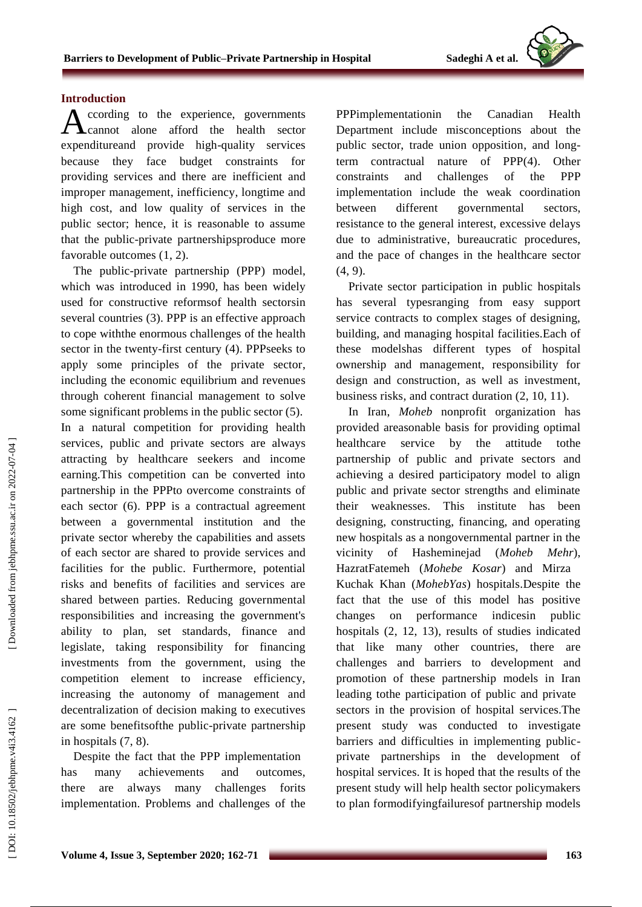## Introduction

According to the experience, governments cannot alone afford the health sector expenditureand provide high-quality services because they face budget constraints for providing services and there are inefficient and improper management, inefficiency, longtime and high cost, and low quality of services in the public sector; hence, it is reasonable to assume that the public-private partnershipsproduce more favorable outcomes (1, 2).

The public-private partnership (PPP) model, which was introduced in 1990, has been widely used for constructive reformsof health sectorsin several countries (3). PPP is an effective approach to cope withthe enormous challenges of the health sector in the twenty-first century (4). PPPseeks to apply some principles of the private sector, including the economic equilibrium and revenues through coherent financial management to solve some significant problems in the public sector (5). In a natural competition for providing health services, public and private sectors are always attracting by healthcare seekers and income earning.This competition can be converted into partnership in the PPPto overcome constraints of each sector (6). PPP is a contractual agreement between a governmental institution and the private sector whereby the capabilities and assets of each sector are shared to provide services and facilities for the public. Furthermore, potential risks and benefits of facilities and services are shared between parties. Reducing governmental responsibilities and increasing the government's ability to plan, set standards, finance and legislate, taking responsibility for financing investments from the government, using the competition element to increase efficiency, increasing the autonomy of management and decentralization of decision making to executives are some benefitsofthe public-private partnership in hospitals (7, 8).

Despite the fact that the PPP implementation has many achievements and outcomes, there are always many challenges forits implementation. Problems and challenges of the PPPimplementationin the Canadian Health Department include misconceptions about the public sector, trade union opposition, and long-term contractual nature of PPP(4). Other constraints and challenges of the PPP implementation include the weak coordination between different governmental sectors, resistance to the general interest, excessive delays due to administrative, bureaucratic procedures, and the pace of changes in the healthcare sector (4, 9).

Private sector participation in public hospitals has several typesranging from easy support service contracts to complex stages of designing, building, and managing hospital facilities.Each of these modelshas different types of hospital ownership and management, responsibility for design and construction, as well as investment, business risks, and contract duration (2, 10, 11).

In Iran, *Moheb* nonprofit organization has provided areasonable basis for providing optimal healthcare service by the attitude tothe partnership of public and private sectors and achieving a desired participatory model to align public and private sector strengths and eliminate their weaknesses. This institute has been designing, constructing, financing, and operating new hospitals as a nongovernmental partner in the vicinity of Hasheminejad (*Moheb Mehr*), HazratFatemeh (*Mohebe Kosar*) and Mirza Kuchak Khan (*MohebYas*) hospitals.Despite the fact that the use of this model has positive changes on performance indicesin public hospitals (2, 12, 13), results of studies indicated that like many other countries, there are challenges and barriers to development and promotion of these partnership models in Iran leading tothe participation of public and private sectors in the provision of hospital services.The present study was conducted to investigate barriers and difficulties in implementing public-private partnerships in the development of hospital services. It is hoped that the results of the present study will help health sector policymakers to plan formodifyingfailuresof partnership models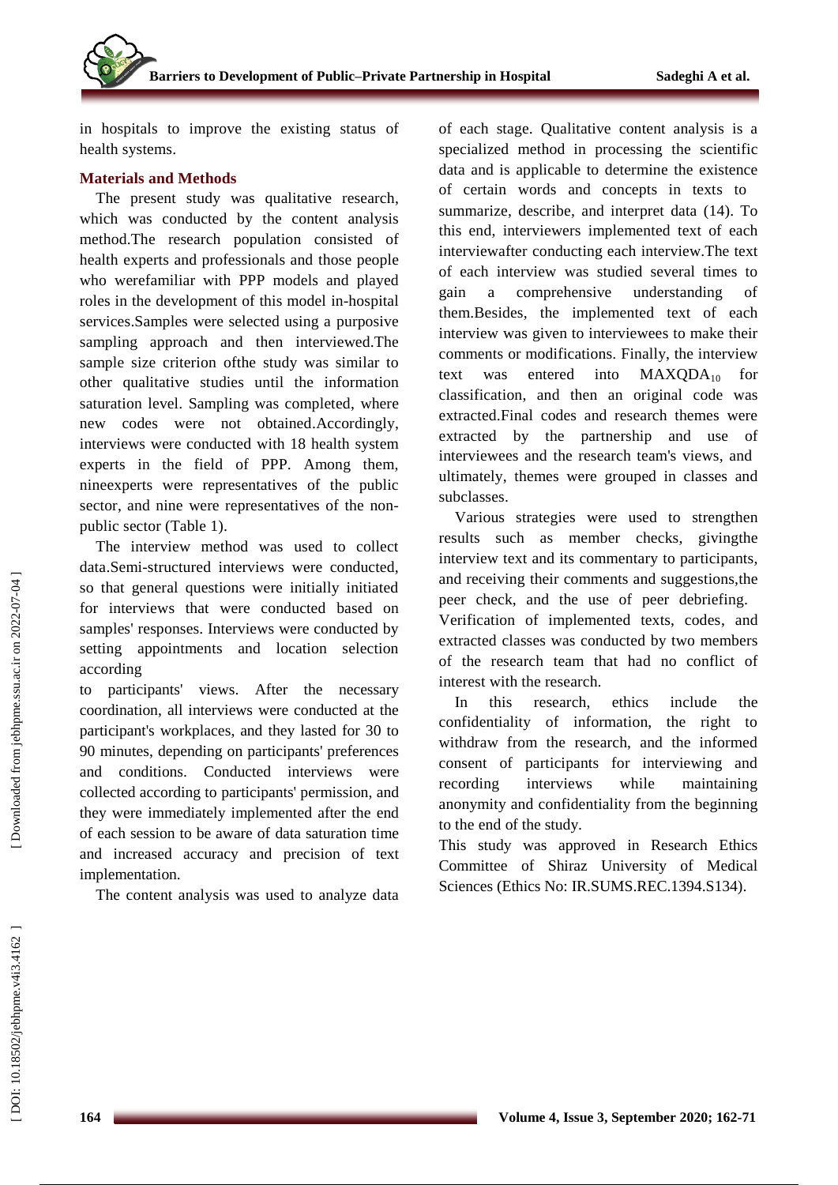in hospitals to improve the existing status of health systems.

## Materials and Methods

The present study was qualitative research, which was conducted by the content analysis method.The research population consisted of health experts and professionals and those people who werefamiliar with PPP models and played roles in the development of this model in-hospital services.Samples were selected using a purposive sampling approach and then interviewed.The sample size criterion ofthe study was similar to other qualitative studies until the information saturation level. Sampling was completed, where new codes were not obtained.Accordingly, interviews were conducted with 18 health system experts in the field of PPP. Among them, nineexperts were representatives of the public sector, and nine were representatives of the non-public sector (Table 1).

The interview method was used to collect data.Semi-structured interviews were conducted, so that general questions were initially initiated for interviews that were conducted based on samples' responses. Interviews were conducted by setting appointments and location selection according to participants' views. After the necessary coordination, all interviews were conducted at the participant's workplaces, and they lasted for 30 to 90 minutes, depending on participants' preferences and conditions. Conducted interviews were collected according to participants' permission, and they were immediately implemented after the end of each session to be aware of data saturation time and increased accuracy and precision of text implementation.

The content analysis was used to analyze data of each stage. Qualitative content analysis is a specialized method in processing the scientific data and is applicable to determine the existence of certain words and concepts in texts to summarize, describe, and interpret data (14). To this end, interviewers implemented text of each interviewafter conducting each interview.The text of each interview was studied several times to gain a comprehensive understanding of them.Besides, the implemented text of each interview was given to interviewees to make their comments or modifications. Finally, the interview text was entered into $MAXQDA_{10}$ for classification, and then an original code was extracted.Final codes and research themes were extracted by the partnership and use of interviewees and the research team's views, and ultimately, themes were grouped in classes and subclasses.

Various strategies were used to strengthen results such as member checks, givingthe interview text and its commentary to participants, and receiving their comments and suggestions,the peer check, and the use of peer debriefing. Verification of implemented texts, codes, and extracted classes was conducted by two members of the research team that had no conflict of interest with the research.

In this research, ethics include the confidentiality of information, the right to withdraw from the research, and the informed consent of participants for interviewing and recording interviews while maintaining anonymity and confidentiality from the beginning to the end of the study.

This study was approved in Research Ethics Committee of Shiraz University of Medical Sciences (Ethics No: IR.SUMS.REC.1394.S134).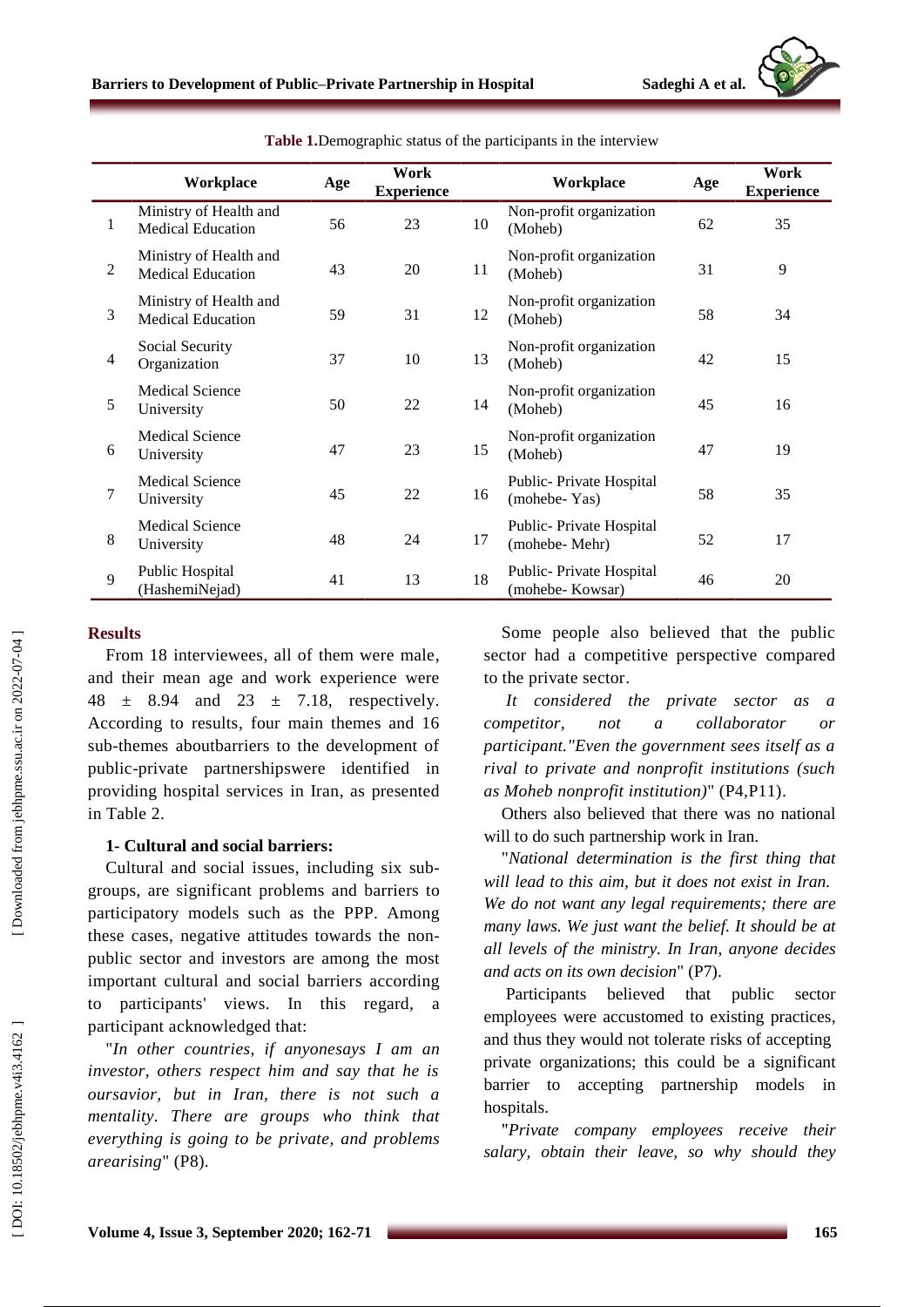**Table 1.** Demographic status of the participants in the interview

| | Workplace | Age | Work Experience | | Workplace | Age | Work Experience |
|---|---|---|---|---|---|---|---|
| 1 | Ministry of Health and Medical Education | 56 | 23 | 10 | Non-profit organization (Moheb) | 62 | 35 |
| 2 | Ministry of Health and Medical Education | 43 | 20 | 11 | Non-profit organization (Moheb) | 31 | 9 |
| 3 | Ministry of Health and Medical Education | 59 | 31 | 12 | Non-profit organization (Moheb) | 58 | 34 |
| 4 | Social Security Organization | 37 | 10 | 13 | Non-profit organization (Moheb) | 42 | 15 |
| 5 | Medical Science University | 50 | 22 | 14 | Non-profit organization (Moheb) | 45 | 16 |
| 6 | Medical Science University | 47 | 23 | 15 | Non-profit organization (Moheb) | 47 | 19 |
| 7 | Medical Science University | 45 | 22 | 16 | Public- Private Hospital (mohebe- Yas) | 58 | 35 |
| 8 | Medical Science University | 48 | 24 | 17 | Public- Private Hospital (mohebe- Mehr) | 52 | 17 |
| 9 | Public Hospital (HashemiNejad) | 41 | 13 | 18 | Public- Private Hospital (mohebe- Kowsar) | 46 | 20 |

## Results

From 18 interviewees, all of them were male, and their mean age and work experience were 48 ± 8.94 and 23 ± 7.18, respectively. According to results, four main themes and 16 sub-themes aboutbarriers to the development of public-private partnershipswere identified in providing hospital services in Iran, as presented in Table 2.

### 1- Cultural and social barriers:

Cultural and social issues, including six sub-groups, are significant problems and barriers to participatory models such as the PPP. Among these cases, negative attitudes towards the non-public sector and investors are among the most important cultural and social barriers according to participants' views. In this regard, a participant acknowledged that:

"*In other countries, if anyonesays I am an investor, others respect him and say that he is oursavior, but in Iran, there is not such a mentality. There are groups who think that everything is going to be private, and problems arearising*" (P8).

Some people also believed that the public sector had a competitive perspective compared to the private sector.

*It considered the private sector as a competitor, not a collaborator or participant."Even the government sees itself as a rival to private and nonprofit institutions (such as Moheb nonprofit institution)*" (P4,P11).

Others also believed that there was no national will to do such partnership work in Iran.

"*National determination is the first thing that will lead to this aim, but it does not exist in Iran. We do not want any legal requirements; there are many laws. We just want the belief. It should be at all levels of the ministry. In Iran, anyone decides and acts on its own decision*" (P7).

Participants believed that public sector employees were accustomed to existing practices, and thus they would not tolerate risks of accepting private organizations; this could be a significant barrier to accepting partnership models in hospitals.

"*Private company employees receive their salary, obtain their leave, so why should they*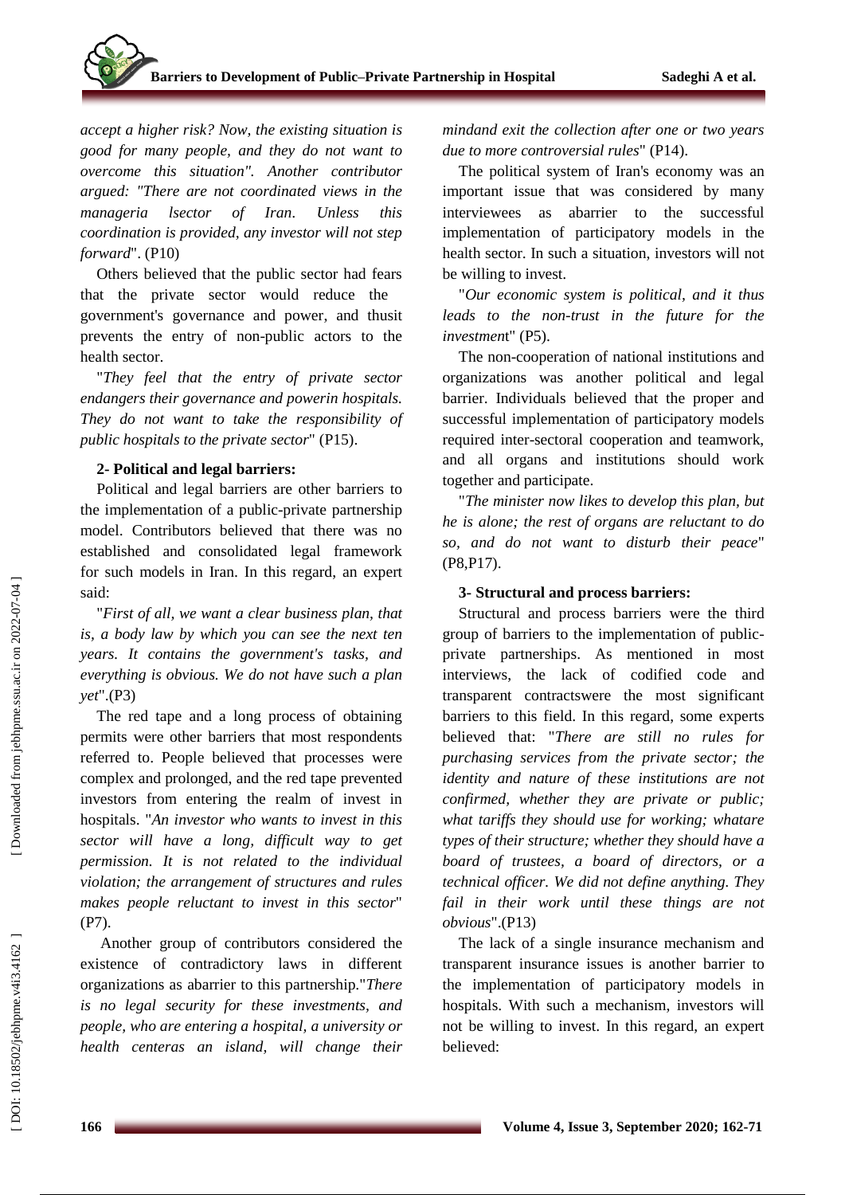*accept a higher risk? Now, the existing situation is good for many people, and they do not want to overcome this situation". Another contributor argued: "There are not coordinated views in the manageria lsector of Iran. Unless this coordination is provided, any investor will not step forward*". (P10)

Others believed that the public sector had fears that the private sector would reduce the government's governance and power, and thusit prevents the entry of non-public actors to the health sector.

"*They feel that the entry of private sector endangers their governance and powerin hospitals. They do not want to take the responsibility of public hospitals to the private sector*" (P15).

**2- Political and legal barriers:**

Political and legal barriers are other barriers to the implementation of a public-private partnership model. Contributors believed that there was no established and consolidated legal framework for such models in Iran. In this regard, an expert said:

"*First of all, we want a clear business plan, that is, a body law by which you can see the next ten years. It contains the government's tasks, and everything is obvious. We do not have such a plan yet*".(P3)

The red tape and a long process of obtaining permits were other barriers that most respondents referred to. People believed that processes were complex and prolonged, and the red tape prevented investors from entering the realm of invest in hospitals. "*An investor who wants to invest in this sector will have a long, difficult way to get permission. It is not related to the individual violation; the arrangement of structures and rules makes people reluctant to invest in this sector*" (P7).

Another group of contributors considered the existence of contradictory laws in different organizations as abarrier to this partnership."*There is no legal security for these investments, and people, who are entering a hospital, a university or health centeras an island, will change their mindand exit the collection after one or two years due to more controversial rules*" (P14).

The political system of Iran's economy was an important issue that was considered by many interviewees as abarrier to the successful implementation of participatory models in the health sector. In such a situation, investors will not be willing to invest.

"*Our economic system is political, and it thus leads to the non-trust in the future for the investment*" (P5).

The non-cooperation of national institutions and organizations was another political and legal barrier. Individuals believed that the proper and successful implementation of participatory models required inter-sectoral cooperation and teamwork, and all organs and institutions should work together and participate.

"*The minister now likes to develop this plan, but he is alone; the rest of organs are reluctant to do so, and do not want to disturb their peace*" (P8,P17).

**3- Structural and process barriers:**

Structural and process barriers were the third group of barriers to the implementation of public-private partnerships. As mentioned in most interviews, the lack of codified code and transparent contractswere the most significant barriers to this field. In this regard, some experts believed that: "*There are still no rules for purchasing services from the private sector; the identity and nature of these institutions are not confirmed, whether they are private or public; what tariffs they should use for working; whatare types of their structure; whether they should have a board of trustees, a board of directors, or a technical officer. We did not define anything. They fail in their work until these things are not obvious*".(P13)

The lack of a single insurance mechanism and transparent insurance issues is another barrier to the implementation of participatory models in hospitals. With such a mechanism, investors will not be willing to invest. In this regard, an expert believed: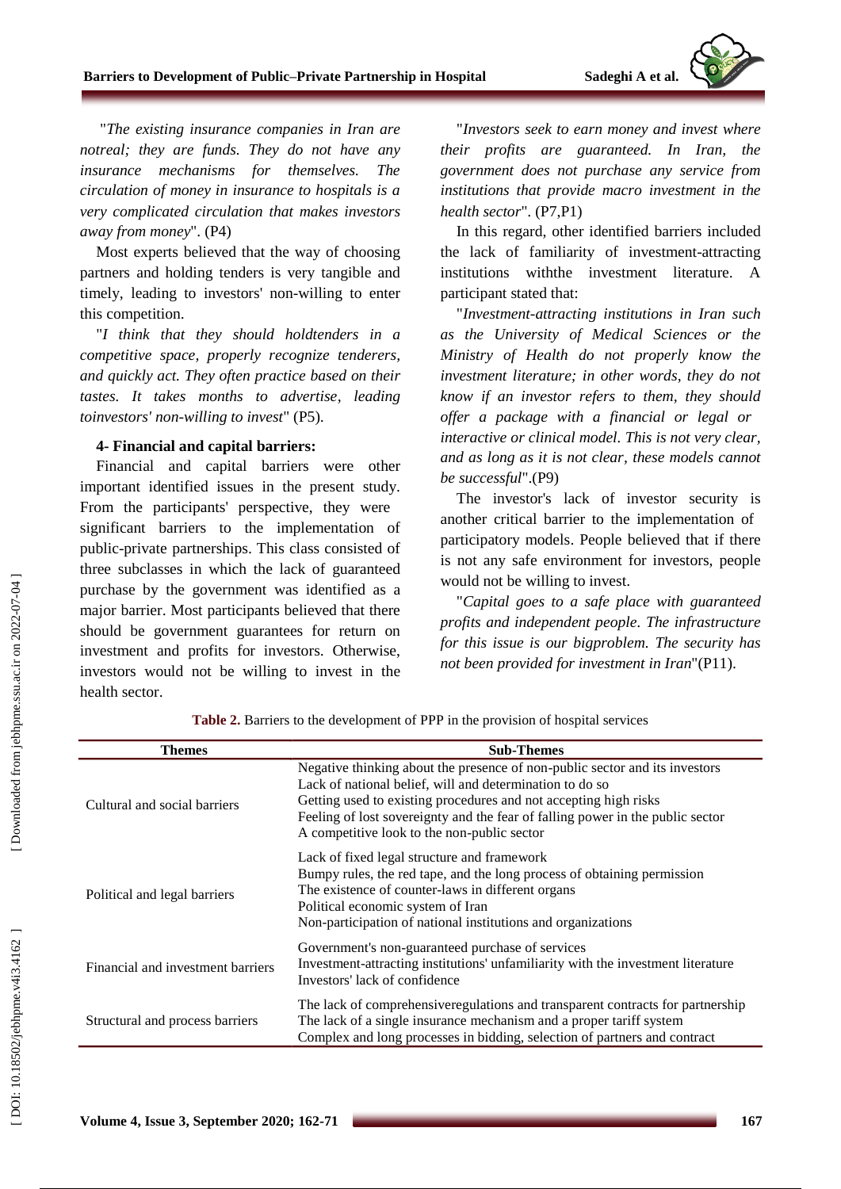"*The existing insurance companies in Iran are notreal; they are funds. They do not have any insurance mechanisms for themselves. The circulation of money in insurance to hospitals is a very complicated circulation that makes investors away from money*". (P4)

Most experts believed that the way of choosing partners and holding tenders is very tangible and timely, leading to investors' non-willing to enter this competition.

"*I think that they should holdtenders in a competitive space, properly recognize tenderers, and quickly act. They often practice based on their tastes. It takes months to advertise, leading toinvestors' non-willing to invest*" (P5).

**4- Financial and capital barriers:**

Financial and capital barriers were other important identified issues in the present study. From the participants' perspective, they were significant barriers to the implementation of public-private partnerships. This class consisted of three subclasses in which the lack of guaranteed purchase by the government was identified as a major barrier. Most participants believed that there should be government guarantees for return on investment and profits for investors. Otherwise, investors would not be willing to invest in the health sector.

"*Investors seek to earn money and invest where their profits are guaranteed. In Iran, the government does not purchase any service from institutions that provide macro investment in the health sector*". (P7,P1)

In this regard, other identified barriers included the lack of familiarity of investment-attracting institutions withthe investment literature. A participant stated that:

"*Investment-attracting institutions in Iran such as the University of Medical Sciences or the Ministry of Health do not properly know the investment literature; in other words, they do not know if an investor refers to them, they should offer a package with a financial or legal or interactive or clinical model. This is not very clear, and as long as it is not clear, these models cannot be successful*".(P9)

The investor's lack of investor security is another critical barrier to the implementation of participatory models. People believed that if there is not any safe environment for investors, people would not be willing to invest.

"*Capital goes to a safe place with guaranteed profits and independent people. The infrastructure for this issue is our bigproblem. The security has not been provided for investment in Iran*"(P11).

**Table 2.** Barriers to the development of PPP in the provision of hospital services

| Themes | Sub-Themes |
|---|---|
| Cultural and social barriers | Negative thinking about the presence of non-public sector and its investors<br>Lack of national belief, will and determination to do so<br>Getting used to existing procedures and not accepting high risks<br>Feeling of lost sovereignty and the fear of falling power in the public sector<br>A competitive look to the non-public sector |
| Political and legal barriers | Lack of fixed legal structure and framework<br>Bumpy rules, the red tape, and the long process of obtaining permission<br>The existence of counter-laws in different organs<br>Political economic system of Iran<br>Non-participation of national institutions and organizations |
| Financial and investment barriers | Government's non-guaranteed purchase of services<br>Investment-attracting institutions' unfamiliarity with the investment literature<br>Investors' lack of confidence |
| Structural and process barriers | The lack of comprehensiveregulations and transparent contracts for partnership<br>The lack of a single insurance mechanism and a proper tariff system<br>Complex and long processes in bidding, selection of partners and contract |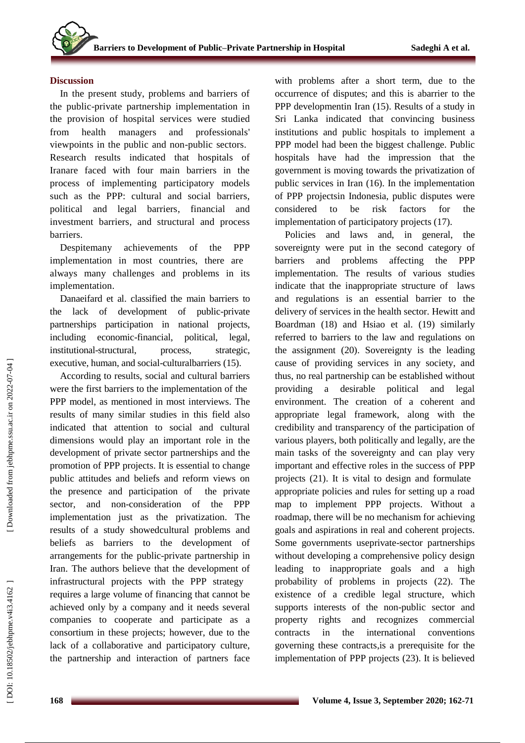## Discussion

In the present study, problems and barriers of the public-private partnership implementation in the provision of hospital services were studied from health managers and professionals' viewpoints in the public and non-public sectors. Research results indicated that hospitals of Iranare faced with four main barriers in the process of implementing participatory models such as the PPP: cultural and social barriers, political and legal barriers, financial and investment barriers, and structural and process barriers.

Despitemany achievements of the PPP implementation in most countries, there are always many challenges and problems in its implementation.

Danaeifard et al. classified the main barriers to the lack of development of public-private partnerships participation in national projects, including economic-financial, political, legal, institutional-structural, process, strategic, executive, human, and social-culturalbarriers (15).

According to results, social and cultural barriers were the first barriers to the implementation of the PPP model, as mentioned in most interviews. The results of many similar studies in this field also indicated that attention to social and cultural dimensions would play an important role in the development of private sector partnerships and the promotion of PPP projects. It is essential to change public attitudes and beliefs and reform views on the presence and participation of the private sector, and non-consideration of the PPP implementation just as the privatization. The results of a study showedcultural problems and beliefs as barriers to the development of arrangements for the public-private partnership in Iran. The authors believe that the development of infrastructural projects with the PPP strategy requires a large volume of financing that cannot be achieved only by a company and it needs several companies to cooperate and participate as a consortium in these projects; however, due to the lack of a collaborative and participatory culture, the partnership and interaction of partners face with problems after a short term, due to the occurrence of disputes; and this is abarrier to the PPP developmentin Iran (15). Results of a study in Sri Lanka indicated that convincing business institutions and public hospitals to implement a PPP model had been the biggest challenge. Public hospitals have had the impression that the government is moving towards the privatization of public services in Iran (16). In the implementation of PPP projectsin Indonesia, public disputes were considered to be risk factors for the implementation of participatory projects (17).

Policies and laws and, in general, the sovereignty were put in the second category of barriers and problems affecting the PPP implementation. The results of various studies indicate that the inappropriate structure of laws and regulations is an essential barrier to the delivery of services in the health sector. Hewitt and Boardman (18) and Hsiao et al. (19) similarly referred to barriers to the law and regulations on the assignment (20). Sovereignty is the leading cause of providing services in any society, and thus, no real partnership can be established without providing a desirable political and legal environment. The creation of a coherent and appropriate legal framework, along with the credibility and transparency of the participation of various players, both politically and legally, are the main tasks of the sovereignty and can play very important and effective roles in the success of PPP projects (21). It is vital to design and formulate appropriate policies and rules for setting up a road map to implement PPP projects. Without a roadmap, there will be no mechanism for achieving goals and aspirations in real and coherent projects. Some governments useprivate-sector partnerships without developing a comprehensive policy design leading to inappropriate goals and a high probability of problems in projects (22). The existence of a credible legal structure, which supports interests of the non-public sector and property rights and recognizes commercial contracts in the international conventions governing these contracts,is a prerequisite for the implementation of PPP projects (23). It is believed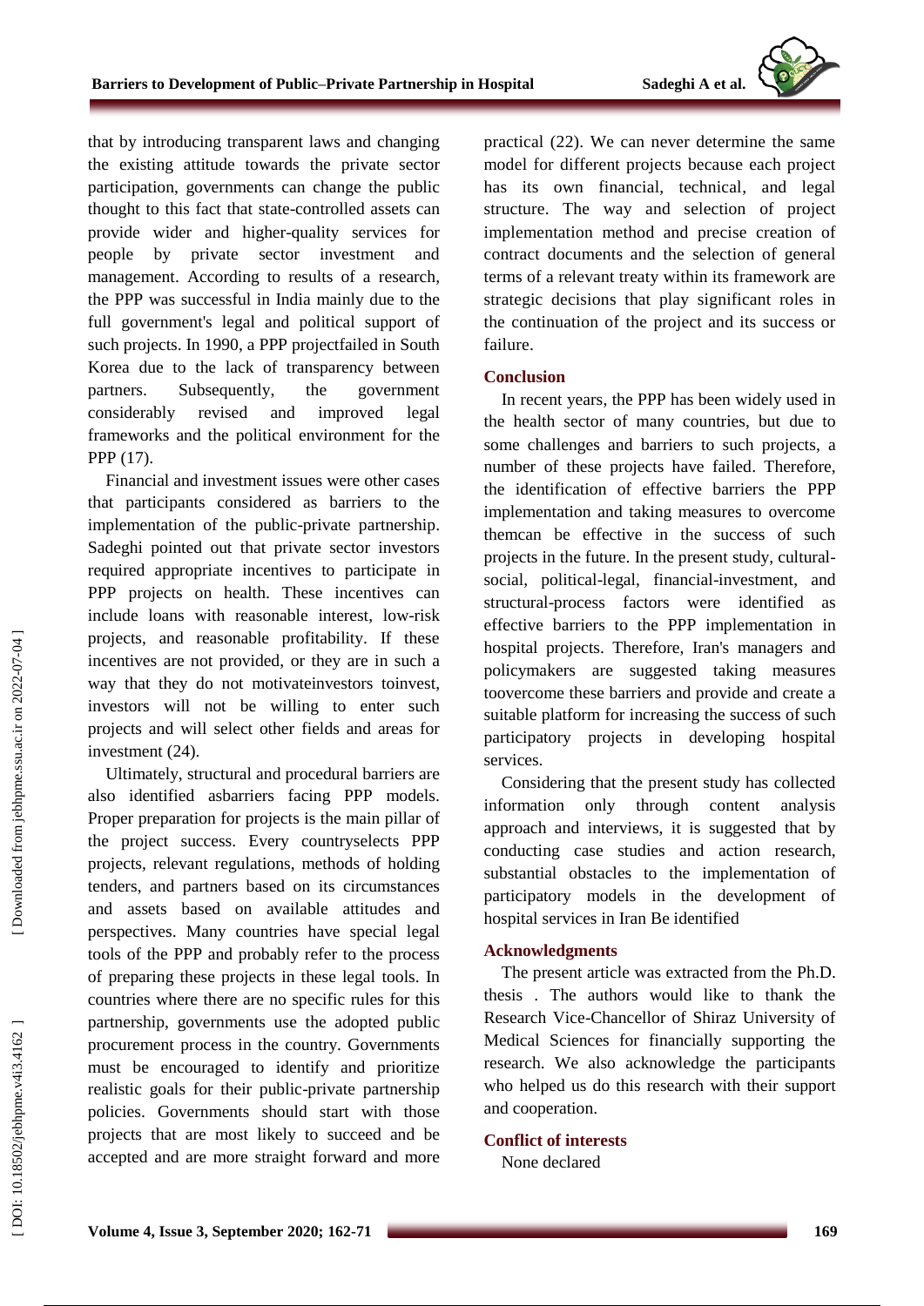that by introducing transparent laws and changing the existing attitude towards the private sector participation, governments can change the public thought to this fact that state-controlled assets can provide wider and higher-quality services for people by private sector investment and management. According to results of a research, the PPP was successful in India mainly due to the full government's legal and political support of such projects. In 1990, a PPP projectfailed in South Korea due to the lack of transparency between partners. Subsequently, the government considerably revised and improved legal frameworks and the political environment for the PPP (17).

Financial and investment issues were other cases that participants considered as barriers to the implementation of the public-private partnership. Sadeghi pointed out that private sector investors required appropriate incentives to participate in PPP projects on health. These incentives can include loans with reasonable interest, low-risk projects, and reasonable profitability. If these incentives are not provided, or they are in such a way that they do not motivateinvestors toinvest, investors will not be willing to enter such projects and will select other fields and areas for investment (24).

Ultimately, structural and procedural barriers are also identified asbarriers facing PPP models. Proper preparation for projects is the main pillar of the project success. Every countryselects PPP projects, relevant regulations, methods of holding tenders, and partners based on its circumstances and assets based on available attitudes and perspectives. Many countries have special legal tools of the PPP and probably refer to the process of preparing these projects in these legal tools. In countries where there are no specific rules for this partnership, governments use the adopted public procurement process in the country. Governments must be encouraged to identify and prioritize realistic goals for their public-private partnership policies. Governments should start with those projects that are most likely to succeed and be accepted and are more straight forward and more practical (22). We can never determine the same model for different projects because each project has its own financial, technical, and legal structure. The way and selection of project implementation method and precise creation of contract documents and the selection of general terms of a relevant treaty within its framework are strategic decisions that play significant roles in the continuation of the project and its success or failure.

## Conclusion

In recent years, the PPP has been widely used in the health sector of many countries, but due to some challenges and barriers to such projects, a number of these projects have failed. Therefore, the identification of effective barriers the PPP implementation and taking measures to overcome themcan be effective in the success of such projects in the future. In the present study, cultural-social, political-legal, financial-investment, and structural-process factors were identified as effective barriers to the PPP implementation in hospital projects. Therefore, Iran's managers and policymakers are suggested taking measures toovercome these barriers and provide and create a suitable platform for increasing the success of such participatory projects in developing hospital services.

Considering that the present study has collected information only through content analysis approach and interviews, it is suggested that by conducting case studies and action research, substantial obstacles to the implementation of participatory models in the development of hospital services in Iran Be identified

## Acknowledgments

The present article was extracted from the Ph.D. thesis . The authors would like to thank the Research Vice-Chancellor of Shiraz University of Medical Sciences for financially supporting the research. We also acknowledge the participants who helped us do this research with their support and cooperation.

## Conflict of interests

None declared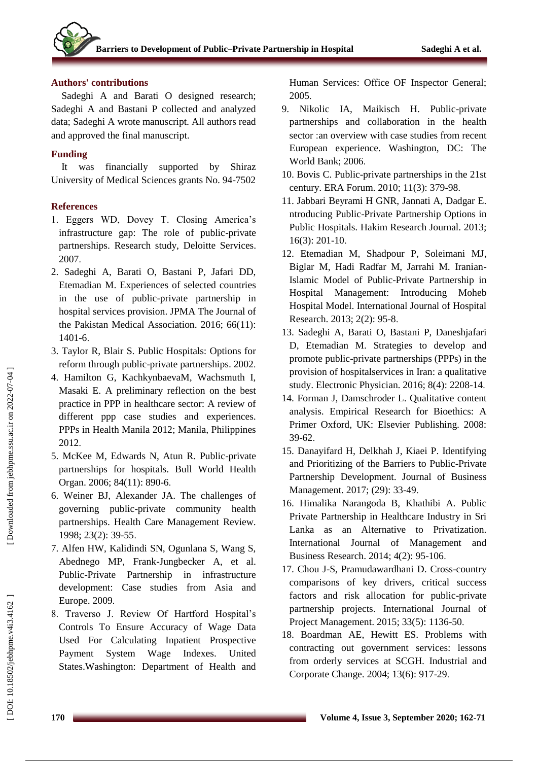## Authors' contributions

Sadeghi A and Barati O designed research; Sadeghi A and Bastani P collected and analyzed data; Sadeghi A wrote manuscript. All authors read and approved the final manuscript.

## Funding

It was financially supported by Shiraz University of Medical Sciences grants No. 94-7502

## References

1. Eggers WD, Dovey T. Closing America's infrastructure gap: The role of public-private partnerships. Research study, Deloitte Services. 2007.
2. Sadeghi A, Barati O, Bastani P, Jafari DD, Etemadian M. Experiences of selected countries in the use of public-private partnership in hospital services provision. JPMA The Journal of the Pakistan Medical Association. 2016; 66(11): 1401-6.
3. Taylor R, Blair S. Public Hospitals: Options for reform through public-private partnerships. 2002.
4. Hamilton G, KachkynbaevaM, Wachsmuth I, Masaki E. A preliminary reflection on the best practice in PPP in healthcare sector: A review of different ppp case studies and experiences. PPPs in Health Manila 2012; Manila, Philippines 2012.
5. McKee M, Edwards N, Atun R. Public-private partnerships for hospitals. Bull World Health Organ. 2006; 84(11): 890-6.
6. Weiner BJ, Alexander JA. The challenges of governing public-private community health partnerships. Health Care Management Review. 1998; 23(2): 39-55.
7. Alfen HW, Kalidindi SN, Ogunlana S, Wang S, Abednego MP, Frank-Jungbecker A, et al. Public-Private Partnership in infrastructure development: Case studies from Asia and Europe. 2009.
8. Traverso J. Review Of Hartford Hospital's Controls To Ensure Accuracy of Wage Data Used For Calculating Inpatient Prospective Payment System Wage Indexes. United States.Washington: Department of Health and Human Services: Office OF Inspector General; 2005.
9. Nikolic IA, Maikisch H. Public-private partnerships and collaboration in the health sector :an overview with case studies from recent European experience. Washington, DC: The World Bank; 2006.
10. Bovis C. Public-private partnerships in the 21st century. ERA Forum. 2010; 11(3): 379-98.
11. Jabbari Beyrami H GNR, Jannati A, Dadgar E. ntroducing Public-Private Partnership Options in Public Hospitals. Hakim Research Journal. 2013; 16(3): 201-10.
12. Etemadian M, Shadpour P, Soleimani MJ, Biglar M, Hadi Radfar M, Jarrahi M. Iranian-Islamic Model of Public-Private Partnership in Hospital Management: Introducing Moheb Hospital Model. International Journal of Hospital Research. 2013; 2(2): 95-8.
13. Sadeghi A, Barati O, Bastani P, Daneshjafari D, Etemadian M. Strategies to develop and promote public-private partnerships (PPPs) in the provision of hospitalservices in Iran: a qualitative study. Electronic Physician. 2016; 8(4): 2208-14.
14. Forman J, Damschroder L. Qualitative content analysis. Empirical Research for Bioethics: A Primer Oxford, UK: Elsevier Publishing. 2008: 39-62.
15. Danayifard H, Delkhah J, Kiaei P. Identifying and Prioritizing of the Barriers to Public-Private Partnership Development. Journal of Business Management. 2017; (29): 33-49.
16. Himalika Narangoda B, Khathibi A. Public Private Partnership in Healthcare Industry in Sri Lanka as an Alternative to Privatization. International Journal of Management and Business Research. 2014; 4(2): 95-106.
17. Chou J-S, Pramudawardhani D. Cross-country comparisons of key drivers, critical success factors and risk allocation for public-private partnership projects. International Journal of Project Management. 2015; 33(5): 1136-50.
18. Boardman AE, Hewitt ES. Problems with contracting out government services: lessons from orderly services at SCGH. Industrial and Corporate Change. 2004; 13(6): 917-29.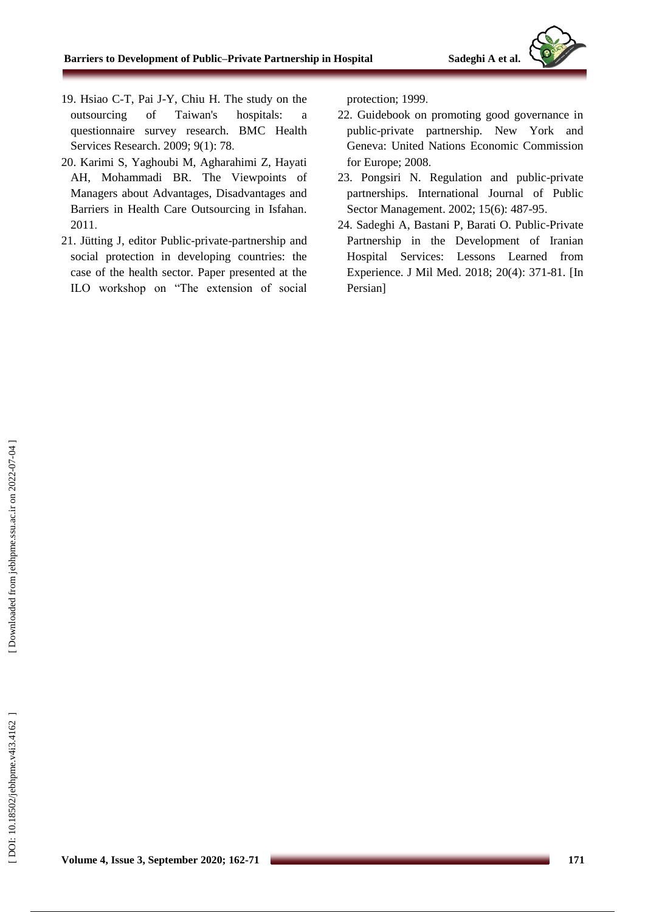19. Hsiao C-T, Pai J-Y, Chiu H. The study on the outsourcing of Taiwan's hospitals: a questionnaire survey research. BMC Health Services Research. 2009; 9(1): 78.
20. Karimi S, Yaghoubi M, Agharahimi Z, Hayati AH, Mohammadi BR. The Viewpoints of Managers about Advantages, Disadvantages and Barriers in Health Care Outsourcing in Isfahan. 2011.
21. Jütting J, editor Public-private-partnership and social protection in developing countries: the case of the health sector. Paper presented at the ILO workshop on "The extension of social protection; 1999.
22. Guidebook on promoting good governance in public-private partnership. New York and Geneva: United Nations Economic Commission for Europe; 2008.
23. Pongsiri N. Regulation and public-private partnerships. International Journal of Public Sector Management. 2002; 15(6): 487-95.
24. Sadeghi A, Bastani P, Barati O. Public-Private Partnership in the Development of Iranian Hospital Services: Lessons Learned from Experience. J Mil Med. 2018; 20(4): 371-81. [In Persian]